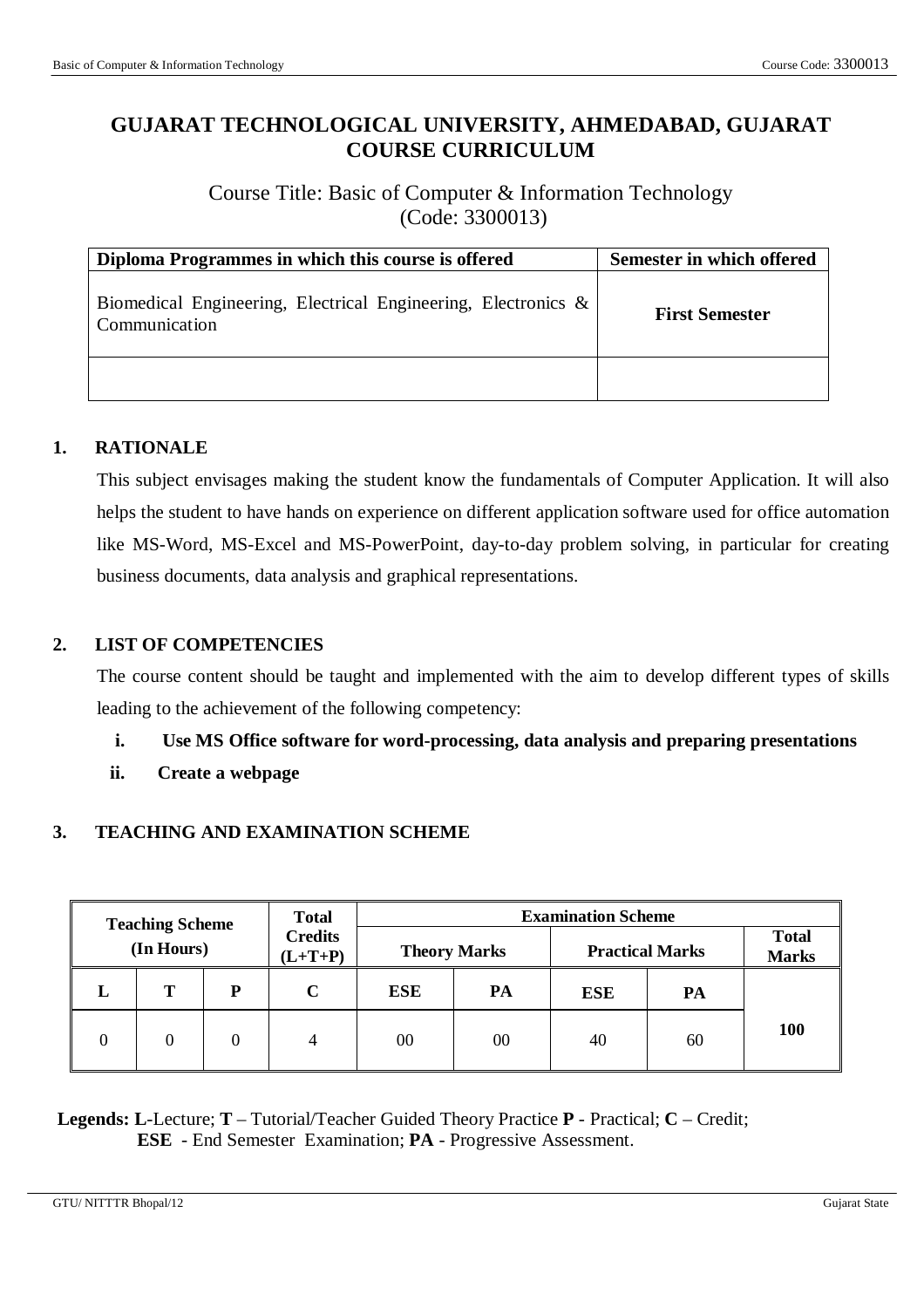# GUJARAT TECHNOLOGICAL UNIVERSITY, AHMEDABAD, GUJARAT
# COURSE CURRICULUM

Course Title: Basic of Computer & Information Technology
(Code: 3300013)

| Diploma Programmes in which this course is offered | Semester in which offered |
|---|---|
| Biomedical Engineering, Electrical Engineering, Electronics & Communication | **First Semester** |
| | |

## 1. RATIONALE

This subject envisages making the student know the fundamentals of Computer Application. It will also helps the student to have hands on experience on different application software used for office automation like MS-Word, MS-Excel and MS-PowerPoint, day-to-day problem solving, in particular for creating business documents, data analysis and graphical representations.

## 2. LIST OF COMPETENCIES

The course content should be taught and implemented with the aim to develop different types of skills leading to the achievement of the following competency:

i. **Use MS Office software for word-processing, data analysis and preparing presentations**

ii. **Create a webpage**

## 3. TEACHING AND EXAMINATION SCHEME

| Teaching Scheme (In Hours) | | | Total Credits (L+T+P) | Examination Scheme | | | | |
|---|---|---|---|---|---|---|---|---|
| | | | | Theory Marks | | Practical Marks | | Total Marks |
| **L** | **T** | **P** | **C** | **ESE** | **PA** | **ESE** | **PA** | |
| 0 | 0 | 0 | 4 | 00 | 00 | 40 | 60 | **100** |

**Legends: L**-Lecture; **T** – Tutorial/Teacher Guided Theory Practice **P** - Practical; **C** – Credit; **ESE** - End Semester Examination; **PA** - Progressive Assessment.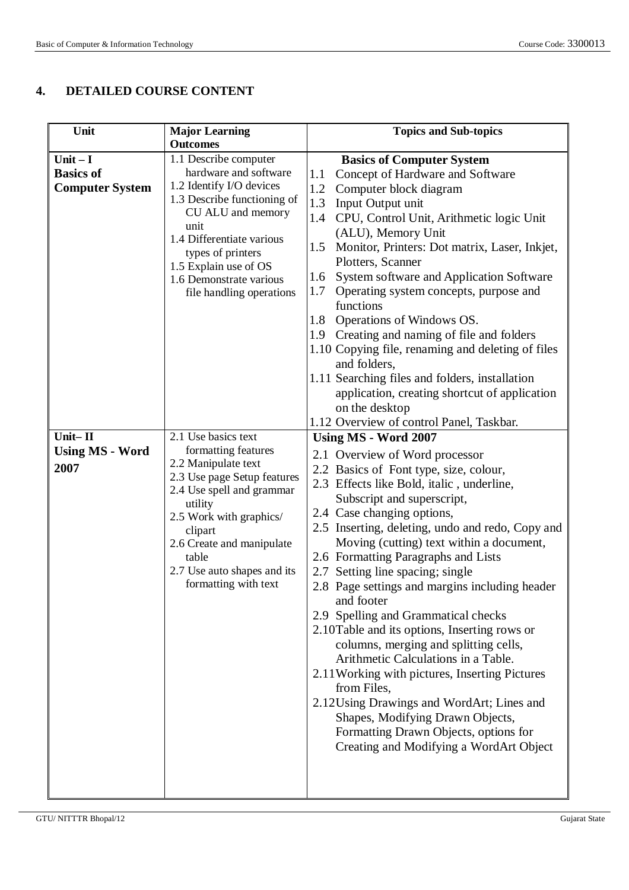## 4. DETAILED COURSE CONTENT

| Unit | Major Learning Outcomes | Topics and Sub-topics |
|---|---|---|
| **Unit – I Basics of Computer System** | 1.1 Describe computer hardware and software<br>1.2 Identify I/O devices<br>1.3 Describe functioning of CU ALU and memory unit<br>1.4 Differentiate various types of printers<br>1.5 Explain use of OS<br>1.6 Demonstrate various file handling operations | **Basics of Computer System**<br>1.1 Concept of Hardware and Software<br>1.2 Computer block diagram<br>1.3 Input Output unit<br>1.4 CPU, Control Unit, Arithmetic logic Unit (ALU), Memory Unit<br>1.5 Monitor, Printers: Dot matrix, Laser, Inkjet, Plotters, Scanner<br>1.6 System software and Application Software<br>1.7 Operating system concepts, purpose and functions<br>1.8 Operations of Windows OS.<br>1.9 Creating and naming of file and folders<br>1.10 Copying file, renaming and deleting of files and folders,<br>1.11 Searching files and folders, installation application, creating shortcut of application on the desktop<br>1.12 Overview of control Panel, Taskbar. |
| **Unit– II Using MS - Word 2007** | 2.1 Use basics text formatting features<br>2.2 Manipulate text<br>2.3 Use page Setup features<br>2.4 Use spell and grammar utility<br>2.5 Work with graphics/ clipart<br>2.6 Create and manipulate table<br>2.7 Use auto shapes and its formatting with text | **Using MS - Word 2007**<br>2.1 Overview of Word processor<br>2.2 Basics of Font type, size, colour,<br>2.3 Effects like Bold, italic , underline, Subscript and superscript,<br>2.4 Case changing options,<br>2.5 Inserting, deleting, undo and redo, Copy and Moving (cutting) text within a document,<br>2.6 Formatting Paragraphs and Lists<br>2.7 Setting line spacing; single<br>2.8 Page settings and margins including header and footer<br>2.9 Spelling and Grammatical checks<br>2.10 Table and its options, Inserting rows or columns, merging and splitting cells, Arithmetic Calculations in a Table.<br>2.11 Working with pictures, Inserting Pictures from Files,<br>2.12 Using Drawings and WordArt; Lines and Shapes, Modifying Drawn Objects, Formatting Drawn Objects, options for Creating and Modifying a WordArt Object |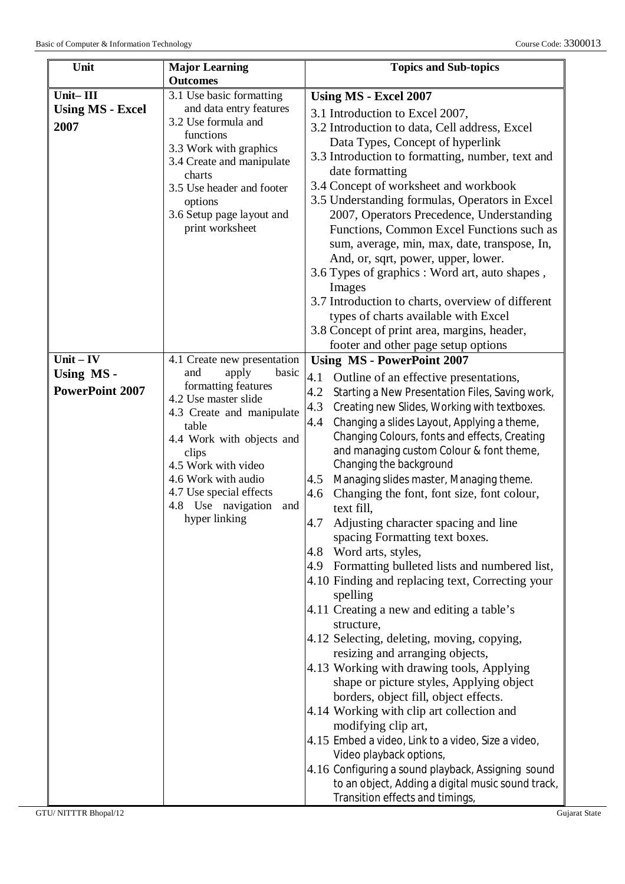| Unit | Major Learning Outcomes | Topics and Sub-topics |
|---|---|---|
| **Unit– III** **Using MS - Excel 2007** | 3.1 Use basic formatting and data entry features<br>3.2 Use formula and functions<br>3.3 Work with graphics<br>3.4 Create and manipulate charts<br>3.5 Use header and footer options<br>3.6 Setup page layout and print worksheet | **Using MS - Excel 2007**<br>3.1 Introduction to Excel 2007,<br>3.2 Introduction to data, Cell address, Excel Data Types, Concept of hyperlink<br>3.3 Introduction to formatting, number, text and date formatting<br>3.4 Concept of worksheet and workbook<br>3.5 Understanding formulas, Operators in Excel 2007, Operators Precedence, Understanding Functions, Common Excel Functions such as sum, average, min, max, date, transpose, In, And, or, sqrt, power, upper, lower.<br>3.6 Types of graphics : Word art, auto shapes , Images<br>3.7 Introduction to charts, overview of different types of charts available with Excel<br>3.8 Concept of print area, margins, header, footer and other page setup options |
| **Unit – IV** **Using MS - PowerPoint 2007** | 4.1 Create new presentation and apply basic formatting features<br>4.2 Use master slide<br>4.3 Create and manipulate table<br>4.4 Work with objects and clips<br>4.5 Work with video<br>4.6 Work with audio<br>4.7 Use special effects<br>4.8 Use navigation and hyper linking | **Using MS - PowerPoint 2007**<br>4.1 Outline of an effective presentations,<br>4.2 Starting a New Presentation Files, Saving work,<br>4.3 Creating new Slides, Working with textboxes.<br>4.4 Changing a slides Layout, Applying a theme, Changing Colours, fonts and effects, Creating and managing custom Colour & font theme, Changing the background<br>4.5 Managing slides master, Managing theme.<br>4.6 Changing the font, font size, font colour, text fill,<br>4.7 Adjusting character spacing and line spacing Formatting text boxes.<br>4.8 Word arts, styles,<br>4.9 Formatting bulleted lists and numbered list,<br>4.10 Finding and replacing text, Correcting your spelling<br>4.11 Creating a new and editing a table's structure,<br>4.12 Selecting, deleting, moving, copying, resizing and arranging objects,<br>4.13 Working with drawing tools, Applying shape or picture styles, Applying object borders, object fill, object effects.<br>4.14 Working with clip art collection and modifying clip art,<br>4.15 Embed a video, Link to a video, Size a video, Video playback options,<br>4.16 Configuring a sound playback, Assigning sound to an object, Adding a digital music sound track, Transition effects and timings, |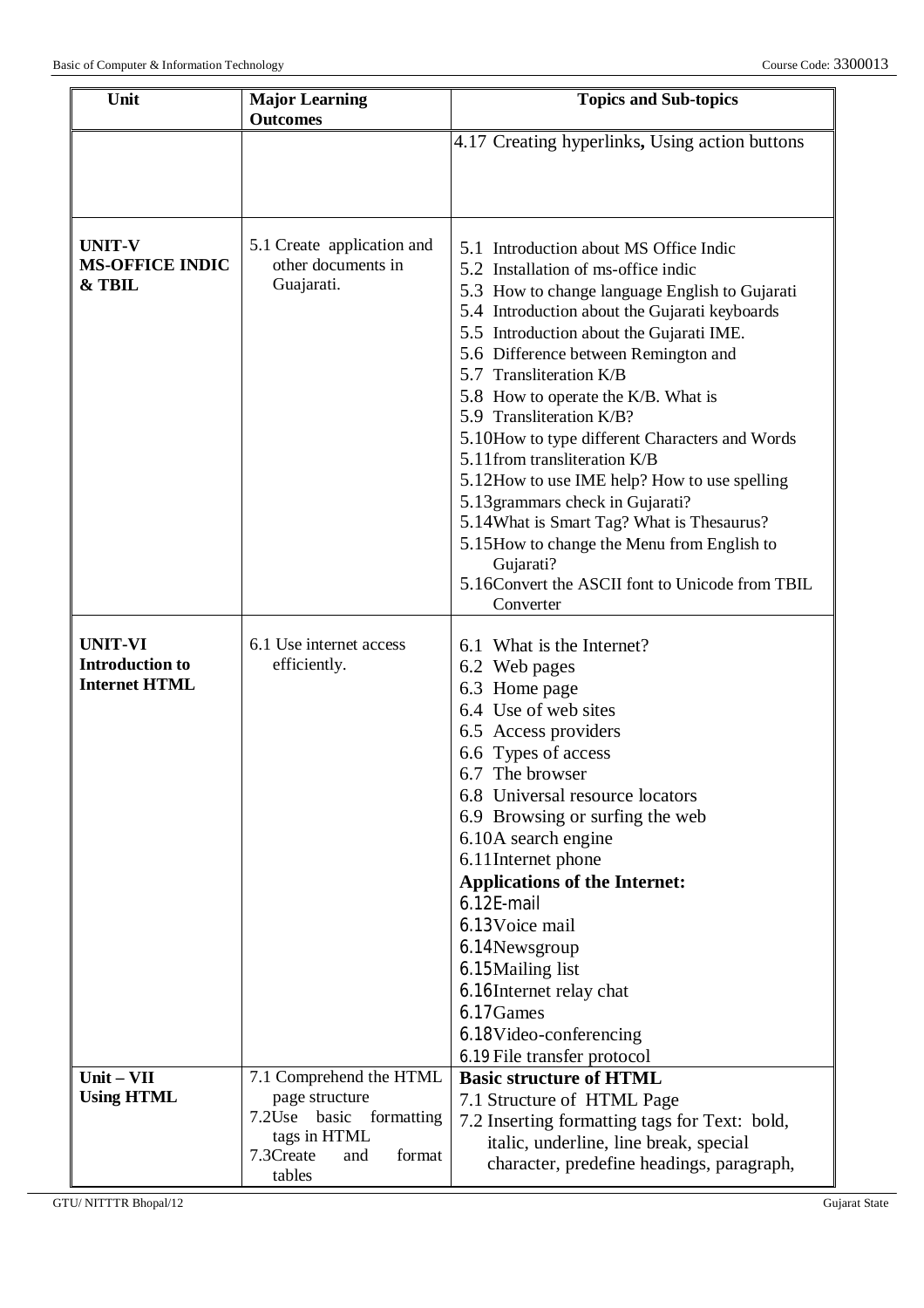| Unit | Major Learning Outcomes | Topics and Sub-topics |
|---|---|---|
| | | 4.17 Creating hyperlinks**,** Using action buttons |
| **UNIT-V MS-OFFICE INDIC & TBIL** | 5.1 Create application and other documents in Gujarati. | 5.1 Introduction about MS Office Indic<br>5.2 Installation of ms-office indic<br>5.3 How to change language English to Gujarati<br>5.4 Introduction about the Gujarati keyboards<br>5.5 Introduction about the Gujarati IME.<br>5.6 Difference between Remington and<br>5.7 Transliteration K/B<br>5.8 How to operate the K/B. What is<br>5.9 Transliteration K/B?<br>5.10 How to type different Characters and Words<br>5.11 from transliteration K/B<br>5.12 How to use IME help? How to use spelling<br>5.13 grammars check in Gujarati?<br>5.14 What is Smart Tag? What is Thesaurus?<br>5.15 How to change the Menu from English to Gujarati?<br>5.16 Convert the ASCII font to Unicode from TBIL Converter |
| **UNIT-VI Introduction to Internet HTML** | 6.1 Use internet access efficiently. | 6.1 What is the Internet?<br>6.2 Web pages<br>6.3 Home page<br>6.4 Use of web sites<br>6.5 Access providers<br>6.6 Types of access<br>6.7 The browser<br>6.8 Universal resource locators<br>6.9 Browsing or surfing the web<br>6.10 A search engine<br>6.11 Internet phone<br>**Applications of the Internet:**<br>6.12 E-mail<br>6.13 Voice mail<br>6.14 Newsgroup<br>6.15 Mailing list<br>6.16 Internet relay chat<br>6.17 Games<br>6.18 Video-conferencing<br>6.19 File transfer protocol |
| **Unit – VII Using HTML** | 7.1 Comprehend the HTML page structure<br>7.2 Use basic formatting tags in HTML<br>7.3 Create and format tables | **Basic structure of HTML**<br>7.1 Structure of HTML Page<br>7.2 Inserting formatting tags for Text: bold, italic, underline, line break, special character, predefine headings, paragraph, |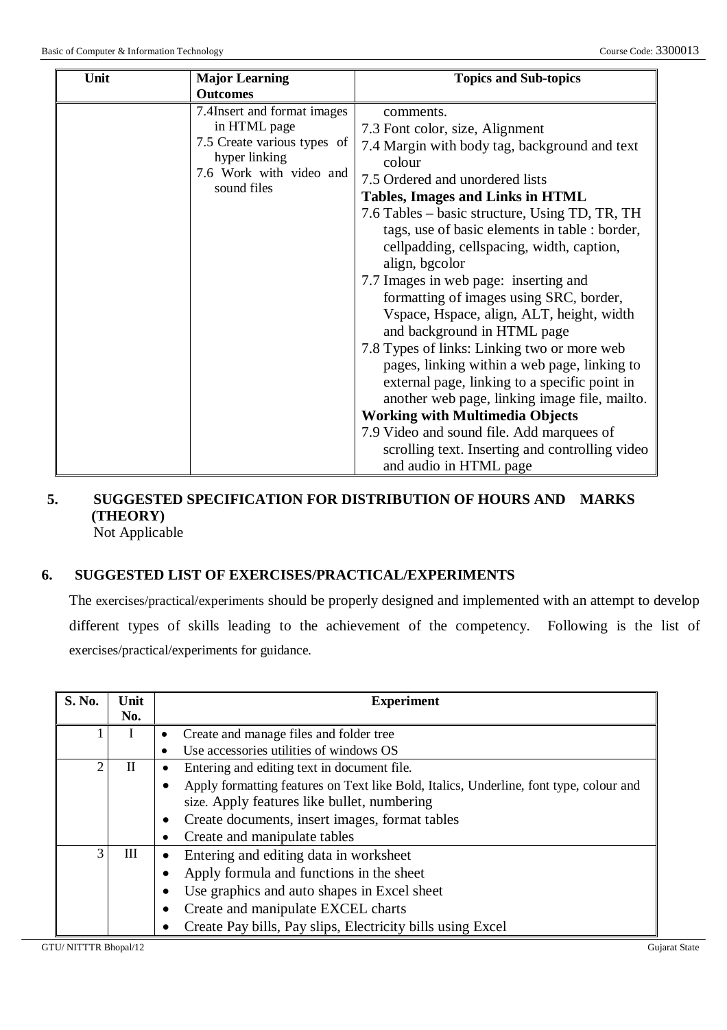| Unit | Major Learning Outcomes | Topics and Sub-topics |
|---|---|---|
| | 7.4Insert and format images in HTML page<br>7.5 Create various types of hyper linking<br>7.6 Work with video and sound files | comments.<br>7.3 Font color, size, Alignment<br>7.4 Margin with body tag, background and text colour<br>7.5 Ordered and unordered lists<br>**Tables, Images and Links in HTML**<br>7.6 Tables – basic structure, Using TD, TR, TH tags, use of basic elements in table : border, cellpadding, cellspacing, width, caption, align, bgcolor<br>7.7 Images in web page: inserting and formatting of images using SRC, border, Vspace, Hspace, align, ALT, height, width and background in HTML page<br>7.8 Types of links: Linking two or more web pages, linking within a web page, linking to external page, linking to a specific point in another web page, linking image file, mailto.<br>**Working with Multimedia Objects**<br>7.9 Video and sound file. Add marquees of scrolling text. Inserting and controlling video and audio in HTML page |

## 5. SUGGESTED SPECIFICATION FOR DISTRIBUTION OF HOURS AND MARKS (THEORY)

Not Applicable

## 6. SUGGESTED LIST OF EXERCISES/PRACTICAL/EXPERIMENTS

The exercises/practical/experiments should be properly designed and implemented with an attempt to develop different types of skills leading to the achievement of the competency. Following is the list of exercises/practical/experiments for guidance.

| S. No. | Unit No. | Experiment |
|---|---|---|
| 1 | I | • Create and manage files and folder tree<br>• Use accessories utilities of windows OS |
| 2 | II | • Entering and editing text in document file.<br>• Apply formatting features on Text like Bold, Italics, Underline, font type, colour and size. Apply features like bullet, numbering<br>• Create documents, insert images, format tables<br>• Create and manipulate tables |
| 3 | III | • Entering and editing data in worksheet<br>• Apply formula and functions in the sheet<br>• Use graphics and auto shapes in Excel sheet<br>• Create and manipulate EXCEL charts<br>• Create Pay bills, Pay slips, Electricity bills using Excel |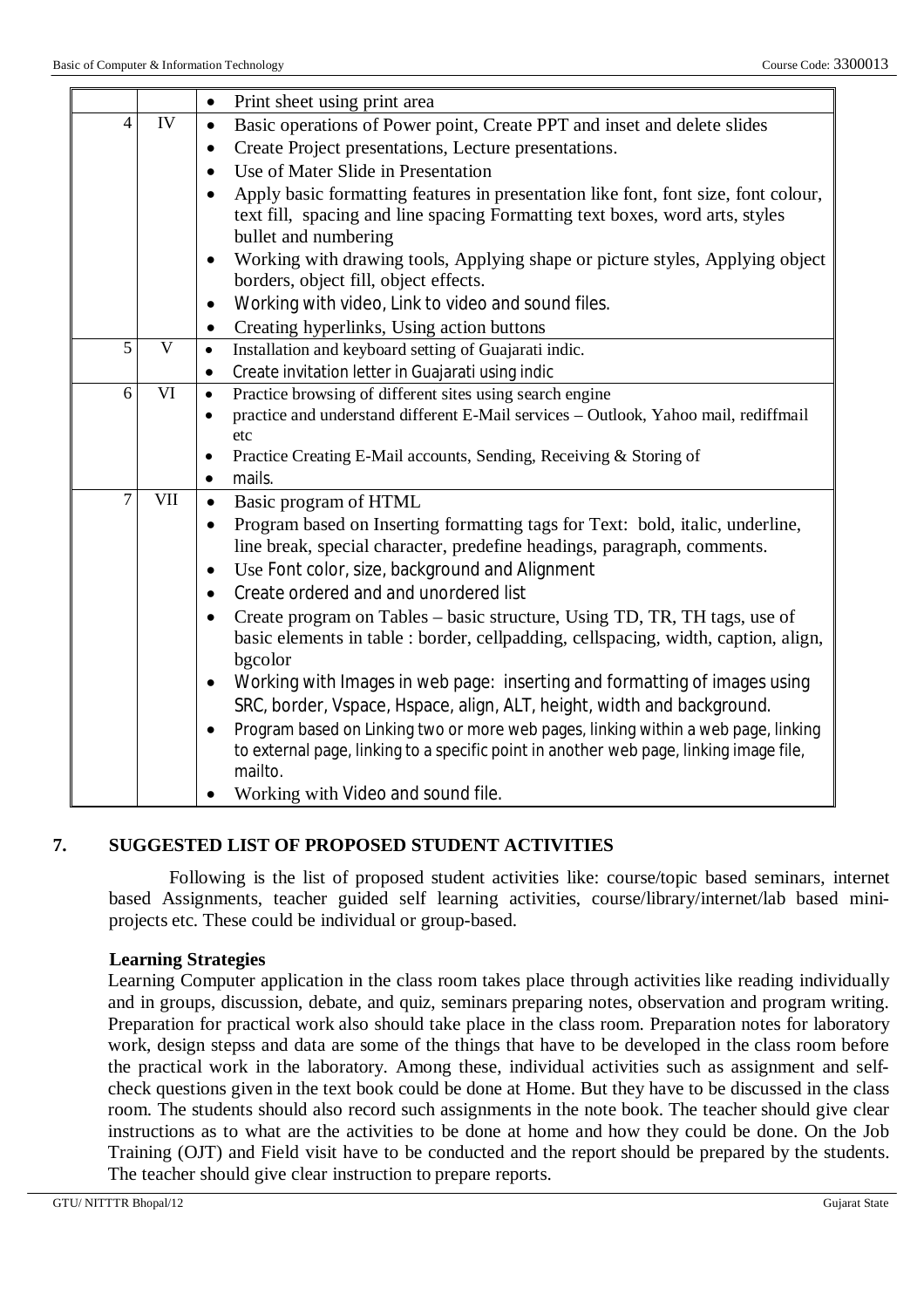| | | |
|---|---|---|
| | | • Print sheet using print area |
| 4 | IV | • Basic operations of Power point, Create PPT and inset and delete slides<br>• Create Project presentations, Lecture presentations.<br>• Use of Mater Slide in Presentation<br>• Apply basic formatting features in presentation like font, font size, font colour, text fill, spacing and line spacing Formatting text boxes, word arts, styles bullet and numbering<br>• Working with drawing tools, Applying shape or picture styles, Applying object borders, object fill, object effects.<br>• Working with video, Link to video and sound files.<br>• Creating hyperlinks, Using action buttons |
| 5 | V | • Installation and keyboard setting of Guajarati indic.<br>• Create invitation letter in Guajarati using indic |
| 6 | VI | • Practice browsing of different sites using search engine<br>• practice and understand different E-Mail services – Outlook, Yahoo mail, rediffmail etc<br>• Practice Creating E-Mail accounts, Sending, Receiving & Storing of<br>• mails. |
| 7 | VII | • Basic program of HTML<br>• Program based on Inserting formatting tags for Text: bold, italic, underline, line break, special character, predefine headings, paragraph, comments.<br>• Use Font color, size, background and Alignment<br>• Create ordered and and unordered list<br>• Create program on Tables – basic structure, Using TD, TR, TH tags, use of basic elements in table : border, cellpadding, cellspacing, width, caption, align, bgcolor<br>• Working with Images in web page: inserting and formatting of images using SRC, border, Vspace, Hspace, align, ALT, height, width and background.<br>• Program based on Linking two or more web pages, linking within a web page, linking to external page, linking to a specific point in another web page, linking image file, mailto.<br>• Working with Video and sound file. |

## 7. SUGGESTED LIST OF PROPOSED STUDENT ACTIVITIES

Following is the list of proposed student activities like: course/topic based seminars, internet based Assignments, teacher guided self learning activities, course/library/internet/lab based mini-projects etc. These could be individual or group-based.

**Learning Strategies**

Learning Computer application in the class room takes place through activities like reading individually and in groups, discussion, debate, and quiz, seminars preparing notes, observation and program writing. Preparation for practical work also should take place in the class room. Preparation notes for laboratory work, design stepss and data are some of the things that have to be developed in the class room before the practical work in the laboratory. Among these, individual activities such as assignment and self-check questions given in the text book could be done at Home. But they have to be discussed in the class room. The students should also record such assignments in the note book. The teacher should give clear instructions as to what are the activities to be done at home and how they could be done. On the Job Training (OJT) and Field visit have to be conducted and the report should be prepared by the students. The teacher should give clear instruction to prepare reports.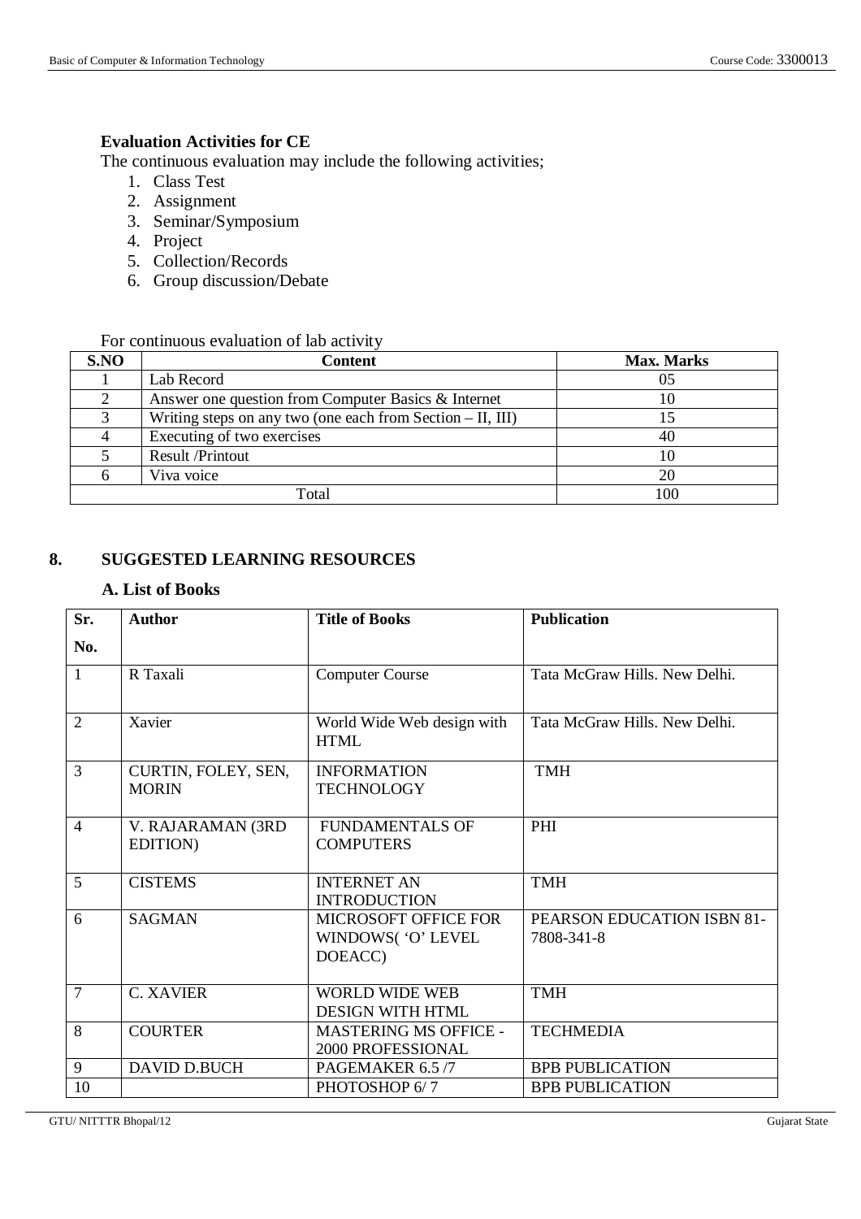**Evaluation Activities for CE**

The continuous evaluation may include the following activities;

1. Class Test
2. Assignment
3. Seminar/Symposium
4. Project
5. Collection/Records
6. Group discussion/Debate

For continuous evaluation of lab activity

| S.NO | Content | Max. Marks |
|---|---|---|
| 1 | Lab Record | 05 |
| 2 | Answer one question from Computer Basics & Internet | 10 |
| 3 | Writing steps on any two (one each from Section – II, III) | 15 |
| 4 | Executing of two exercises | 40 |
| 5 | Result /Printout | 10 |
| 6 | Viva voice | 20 |
| Total | | 100 |

## 8. SUGGESTED LEARNING RESOURCES

### A. List of Books

| Sr. No. | Author | Title of Books | Publication |
|---|---|---|---|
| 1 | R Taxali | Computer Course | Tata McGraw Hills. New Delhi. |
| 2 | Xavier | World Wide Web design with HTML | Tata McGraw Hills. New Delhi. |
| 3 | CURTIN, FOLEY, SEN, MORIN | INFORMATION TECHNOLOGY | TMH |
| 4 | V. RAJARAMAN (3RD EDITION) | FUNDAMENTALS OF COMPUTERS | PHI |
| 5 | CISTEMS | INTERNET AN INTRODUCTION | TMH |
| 6 | SAGMAN | MICROSOFT OFFICE FOR WINDOWS( 'O' LEVEL DOEACC) | PEARSON EDUCATION ISBN 81-7808-341-8 |
| 7 | C. XAVIER | WORLD WIDE WEB DESIGN WITH HTML | TMH |
| 8 | COURTER | MASTERING MS OFFICE - 2000 PROFESSIONAL | TECHMEDIA |
| 9 | DAVID D.BUCH | PAGEMAKER 6.5 /7 | BPB PUBLICATION |
| 10 | | PHOTOSHOP 6/ 7 | BPB PUBLICATION |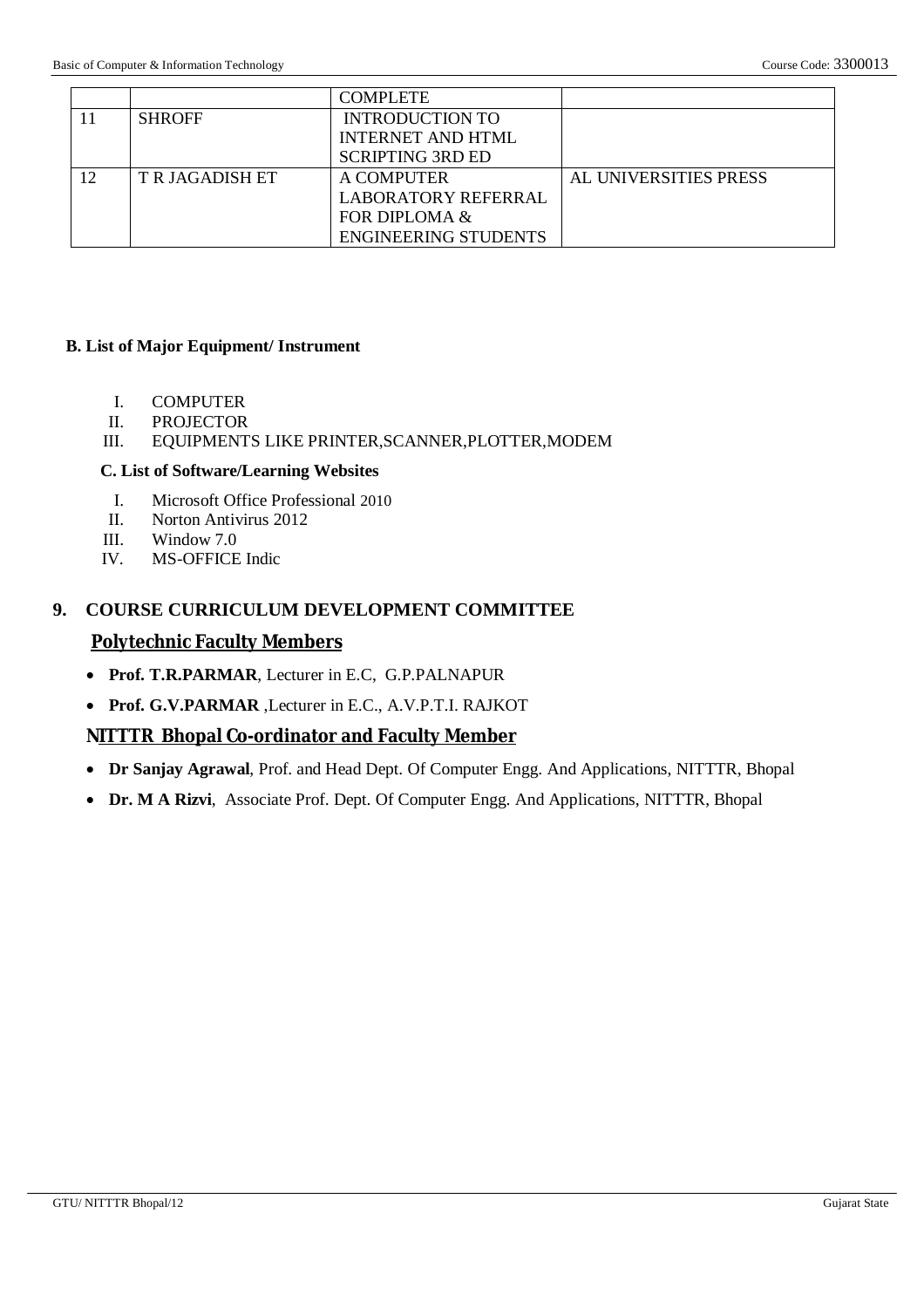| | | | |
|---|---|---|---|
| | | COMPLETE | |
| 11 | SHROFF | INTRODUCTION TO INTERNET AND HTML SCRIPTING 3RD ED | |
| 12 | T R JAGADISH ET | A COMPUTER LABORATORY REFERRAL FOR DIPLOMA & ENGINEERING STUDENTS | AL UNIVERSITIES PRESS |

**B. List of Major Equipment/ Instrument**

I. COMPUTER
II. PROJECTOR
III. EQUIPMENTS LIKE PRINTER,SCANNER,PLOTTER,MODEM

**C. List of Software/Learning Websites**

I. Microsoft Office Professional 2010
II. Norton Antivirus 2012
III. Window 7.0
IV. MS-OFFICE Indic

## 9. COURSE CURRICULUM DEVELOPMENT COMMITTEE

### Polytechnic Faculty Members

- **Prof. T.R.PARMAR**, Lecturer in E.C, G.P.PALNAPUR
- **Prof. G.V.PARMAR** ,Lecturer in E.C., A.V.P.T.I. RAJKOT

### NITTTR Bhopal Co-ordinator and Faculty Member

- **Dr Sanjay Agrawal**, Prof. and Head Dept. Of Computer Engg. And Applications, NITTTR, Bhopal
- **Dr. M A Rizvi**, Associate Prof. Dept. Of Computer Engg. And Applications, NITTTR, Bhopal